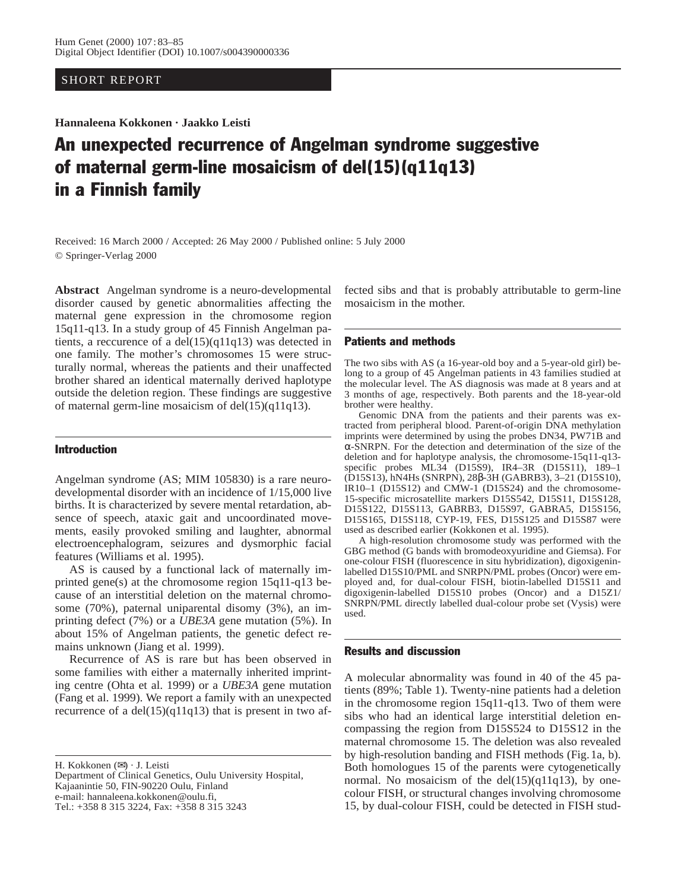SHORT REPORT

**Hannaleena Kokkonen · Jaakko Leisti**

# An unexpected recurrence of Angelman syndrome suggestive of maternal germ-line mosaicism of del(15)(q11q13) in a Finnish family

Received: 16 March 2000 / Accepted: 26 May 2000 / Published online: 5 July 2000
© Springer-Verlag 2000

**Abstract** Angelman syndrome is a neuro-developmental disorder caused by genetic abnormalities affecting the maternal gene expression in the chromosome region 15q11-q13. In a study group of 45 Finnish Angelman patients, a reccurence of a del(15)(q11q13) was detected in one family. The mother's chromosomes 15 were structurally normal, whereas the patients and their unaffected brother shared an identical maternally derived haplotype outside the deletion region. These findings are suggestive of maternal germ-line mosaicism of del(15)(q11q13).

## Introduction

Angelman syndrome (AS; MIM 105830) is a rare neurodevelopmental disorder with an incidence of 1/15,000 live births. It is characterized by severe mental retardation, absence of speech, ataxic gait and uncoordinated movements, easily provoked smiling and laughter, abnormal electroencephalogram, seizures and dysmorphic facial features (Williams et al. 1995).

AS is caused by a functional lack of maternally imprinted gene(s) at the chromosome region 15q11-q13 because of an interstitial deletion on the maternal chromosome (70%), paternal uniparental disomy (3%), an imprinting defect (7%) or a *UBE3A* gene mutation (5%). In about 15% of Angelman patients, the genetic defect remains unknown (Jiang et al. 1999).

Recurrence of AS is rare but has been observed in some families with either a maternally inherited imprinting centre (Ohta et al. 1999) or a *UBE3A* gene mutation (Fang et al. 1999). We report a family with an unexpected recurrence of a del(15)(q11q13) that is present in two affected sibs and that is probably attributable to germ-line mosaicism in the mother.

H. Kokkonen (✉) · J. Leisti
Department of Clinical Genetics, Oulu University Hospital, Kajaanintie 50, FIN-90220 Oulu, Finland
e-mail: hannaleena.kokkonen@oulu.fi,
Tel.: +358 8 315 3224, Fax: +358 8 315 3243

## Patients and methods

The two sibs with AS (a 16-year-old boy and a 5-year-old girl) belong to a group of 45 Angelman patients in 43 families studied at the molecular level. The AS diagnosis was made at 8 years and at 3 months of age, respectively. Both parents and the 18-year-old brother were healthy.

Genomic DNA from the patients and their parents was extracted from peripheral blood. Parent-of-origin DNA methylation imprints were determined by using the probes DN34, PW71B and α-SNRPN. For the detection and determination of the size of the deletion and for haplotype analysis, the chromosome-15q11-q13-specific probes ML34 (D15S9), IR4–3R (D15S11), 189–1 (D15S13), hN4Hs (SNRPN), 28β-3H (GABRB3), 3–21 (D15S10), IR10–1 (D15S12) and CMW-1 (D15S24) and the chromosome-15-specific microsatellite markers D15S542, D15S11, D15S128, D15S122, D15S113, GABRB3, D15S97, GABRA5, D15S156, D15S165, D15S118, CYP-19, FES, D15S125 and D15S87 were used as described earlier (Kokkonen et al. 1995).

A high-resolution chromosome study was performed with the GBG method (G bands with bromodeoxyuridine and Giemsa). For one-colour FISH (fluorescence in situ hybridization), digoxigenin-labelled D15S10/PML and SNRPN/PML probes (Oncor) were employed and, for dual-colour FISH, biotin-labelled D15S11 and digoxigenin-labelled D15S10 probes (Oncor) and a D15Z1/SNRPN/PML directly labelled dual-colour probe set (Vysis) were used.

## Results and discussion

A molecular abnormality was found in 40 of the 45 patients (89%; Table 1). Twenty-nine patients had a deletion in the chromosome region 15q11-q13. Two of them were sibs who had an identical large interstitial deletion encompassing the region from D15S524 to D15S12 in the maternal chromosome 15. The deletion was also revealed by high-resolution banding and FISH methods (Fig. 1a, b). Both homologues 15 of the parents were cytogenetically normal. No mosaicism of the del(15)(q11q13), by one-colour FISH, or structural changes involving chromosome 15, by dual-colour FISH, could be detected in FISH stud-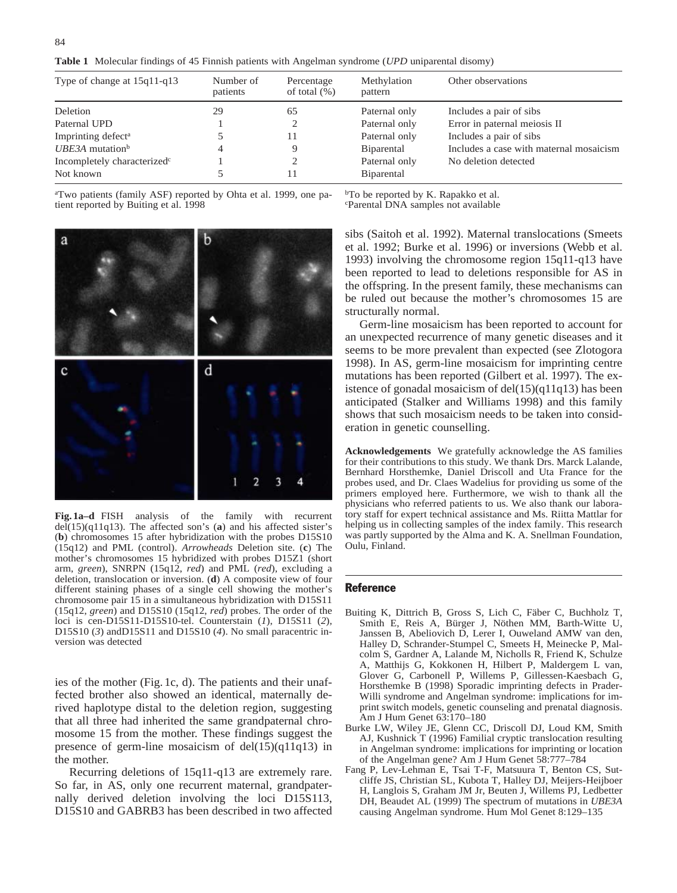**Table 1** Molecular findings of 45 Finnish patients with Angelman syndrome (*UPD* uniparental disomy)

| Type of change at 15q11-q13 | Number of patients | Percentage of total (%) | Methylation pattern | Other observations |
|---|---|---|---|---|
| Deletion | 29 | 65 | Paternal only | Includes a pair of sibs |
| Paternal UPD | 1 | 2 | Paternal only | Error in paternal meiosis II |
| Imprinting defect[a] | 5 | 11 | Paternal only | Includes a pair of sibs |
| *UBE3A* mutation[b] | 4 | 9 | Biparental | Includes a case with maternal mosaicism |
| Incompletely characterized[c] | 1 | 2 | Paternal only | No deletion detected |
| Not known | 5 | 11 | Biparental | |

[a]Two patients (family ASF) reported by Ohta et al. 1999, one patient reported by Buiting et al. 1998

[b]To be reported by K. Rapakko et al.

[c]Parental DNA samples not available

**Fig. 1a–d** FISH analysis of the family with recurrent del(15)(q11q13). The affected son's (**a**) and his affected sister's (**b**) chromosomes 15 after hybridization with the probes D15S10 (15q12) and PML (control). *Arrowheads* Deletion site. (**c**) The mother's chromosomes 15 hybridized with probes D15Z1 (short arm, *green*), SNRPN (15q12, *red*) and PML (*red*), excluding a deletion, translocation or inversion. (**d**) A composite view of four different staining phases of a single cell showing the mother's chromosome pair 15 in a simultaneous hybridization with D15S11 (15q12, *green*) and D15S10 (15q12, *red*) probes. The order of the loci is cen-D15S11-D15S10-tel. Counterstain (*1*), D15S11 (*2*), D15S10 (*3*) andD15S11 and D15S10 (*4*). No small paracentric inversion was detected

ies of the mother (Fig. 1c, d). The patients and their unaffected brother also showed an identical, maternally derived haplotype distal to the deletion region, suggesting that all three had inherited the same grandpaternal chromosome 15 from the mother. These findings suggest the presence of germ-line mosaicism of del(15)(q11q13) in the mother.

Recurring deletions of 15q11-q13 are extremely rare. So far, in AS, only one recurrent maternal, grandpaternally derived deletion involving the loci D15S113, D15S10 and GABRB3 has been described in two affected sibs (Saitoh et al. 1992). Maternal translocations (Smeets et al. 1992; Burke et al. 1996) or inversions (Webb et al. 1993) involving the chromosome region 15q11-q13 have been reported to lead to deletions responsible for AS in the offspring. In the present family, these mechanisms can be ruled out because the mother's chromosomes 15 are structurally normal.

Germ-line mosaicism has been reported to account for an unexpected recurrence of many genetic diseases and it seems to be more prevalent than expected (see Zlotogora 1998). In AS, germ-line mosaicism for imprinting centre mutations has been reported (Gilbert et al. 1997). The existence of gonadal mosaicism of del(15)(q11q13) has been anticipated (Stalker and Williams 1998) and this family shows that such mosaicism needs to be taken into consideration in genetic counselling.

**Acknowledgements** We gratefully acknowledge the AS families for their contributions to this study. We thank Drs. Marck Lalande, Bernhard Horsthemke, Daniel Driscoll and Uta France for the probes used, and Dr. Claes Wadelius for providing us some of the primers employed here. Furthermore, we wish to thank all the physicians who referred patients to us. We also thank our laboratory staff for expert technical assistance and Ms. Riitta Mattlar for helping us in collecting samples of the index family. This research was partly supported by the Alma and K. A. Snellman Foundation, Oulu, Finland.

## Reference

Buiting K, Dittrich B, Gross S, Lich C, Fäber C, Buchholz T, Smith E, Reis A, Bürger J, Nöthen MM, Barth-Witte U, Janssen B, Abeliovich D, Lerer I, Ouweland AMW van den, Halley D, Schrander-Stumpel C, Smeets H, Meinecke P, Malcolm S, Gardner A, Lalande M, Nicholls R, Friend K, Schulze A, Matthijs G, Kokkonen H, Hilbert P, Maldergem L van, Glover G, Carbonell P, Willems P, Gillessen-Kaesbach G, Horsthemke B (1998) Sporadic imprinting defects in Prader-Willi syndrome and Angelman syndrome: implications for imprint switch models, genetic counseling and prenatal diagnosis. Am J Hum Genet 63:170–180

Burke LW, Wiley JE, Glenn CC, Driscoll DJ, Loud KM, Smith AJ, Kushnick T (1996) Familial cryptic translocation resulting in Angelman syndrome: implications for imprinting or location of the Angelman gene? Am J Hum Genet 58:777–784

Fang P, Lev-Lehman E, Tsai T-F, Matsuura T, Benton CS, Sutcliffe JS, Christian SL, Kubota T, Halley DJ, Meijers-Heijboer H, Langlois S, Graham JM Jr, Beuten J, Willems PJ, Ledbetter DH, Beaudet AL (1999) The spectrum of mutations in *UBE3A* causing Angelman syndrome. Hum Mol Genet 8:129–135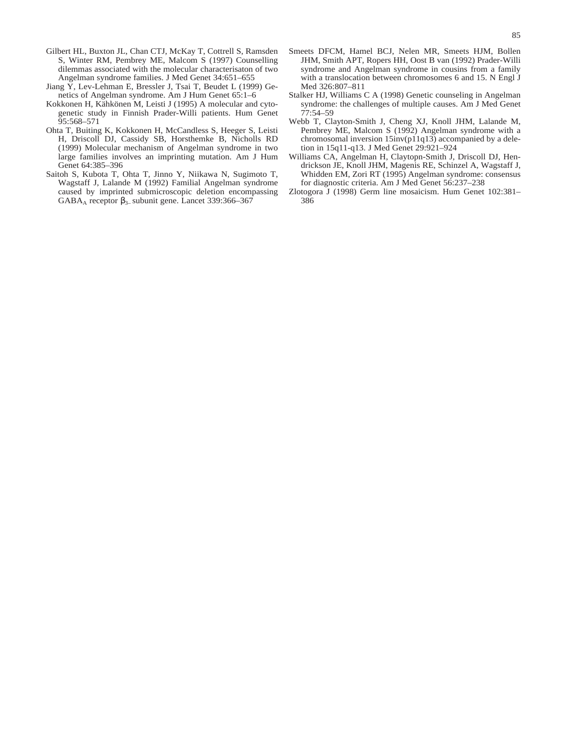Gilbert HL, Buxton JL, Chan CTJ, McKay T, Cottrell S, Ramsden S, Winter RM, Pembrey ME, Malcom S (1997) Counselling dilemmas associated with the molecular characterisaton of two Angelman syndrome families. J Med Genet 34:651–655

Jiang Y, Lev-Lehman E, Bressler J, Tsai T, Beudet L (1999) Genetics of Angelman syndrome. Am J Hum Genet 65:1–6

Kokkonen H, Kähkönen M, Leisti J (1995) A molecular and cytogenetic study in Finnish Prader-Willi patients. Hum Genet 95:568–571

Ohta T, Buiting K, Kokkonen H, McCandless S, Heeger S, Leisti H, Driscoll DJ, Cassidy SB, Horsthemke B, Nicholls RD (1999) Molecular mechanism of Angelman syndrome in two large families involves an imprinting mutation. Am J Hum Genet 64:385–396

Saitoh S, Kubota T, Ohta T, Jinno Y, Niikawa N, Sugimoto T, Wagstaff J, Lalande M (1992) Familial Angelman syndrome caused by imprinted submicroscopic deletion encompassing $GABA_A$ receptor $\beta_{3-}$ subunit gene. Lancet 339:366–367

Smeets DFCM, Hamel BCJ, Nelen MR, Smeets HJM, Bollen JHM, Smith APT, Ropers HH, Oost B van (1992) Prader-Willi syndrome and Angelman syndrome in cousins from a family with a translocation between chromosomes 6 and 15. N Engl J Med 326:807–811

Stalker HJ, Williams C A (1998) Genetic counseling in Angelman syndrome: the challenges of multiple causes. Am J Med Genet 77:54–59

Webb T, Clayton-Smith J, Cheng XJ, Knoll JHM, Lalande M, Pembrey ME, Malcom S (1992) Angelman syndrome with a chromosomal inversion 15inv(p11q13) accompanied by a deletion in 15q11-q13. J Med Genet 29:921–924

Williams CA, Angelman H, Claytopn-Smith J, Driscoll DJ, Hendrickson JE, Knoll JHM, Magenis RE, Schinzel A, Wagstaff J, Whidden EM, Zori RT (1995) Angelman syndrome: consensus for diagnostic criteria. Am J Med Genet 56:237–238

Zlotogora J (1998) Germ line mosaicism. Hum Genet 102:381–386